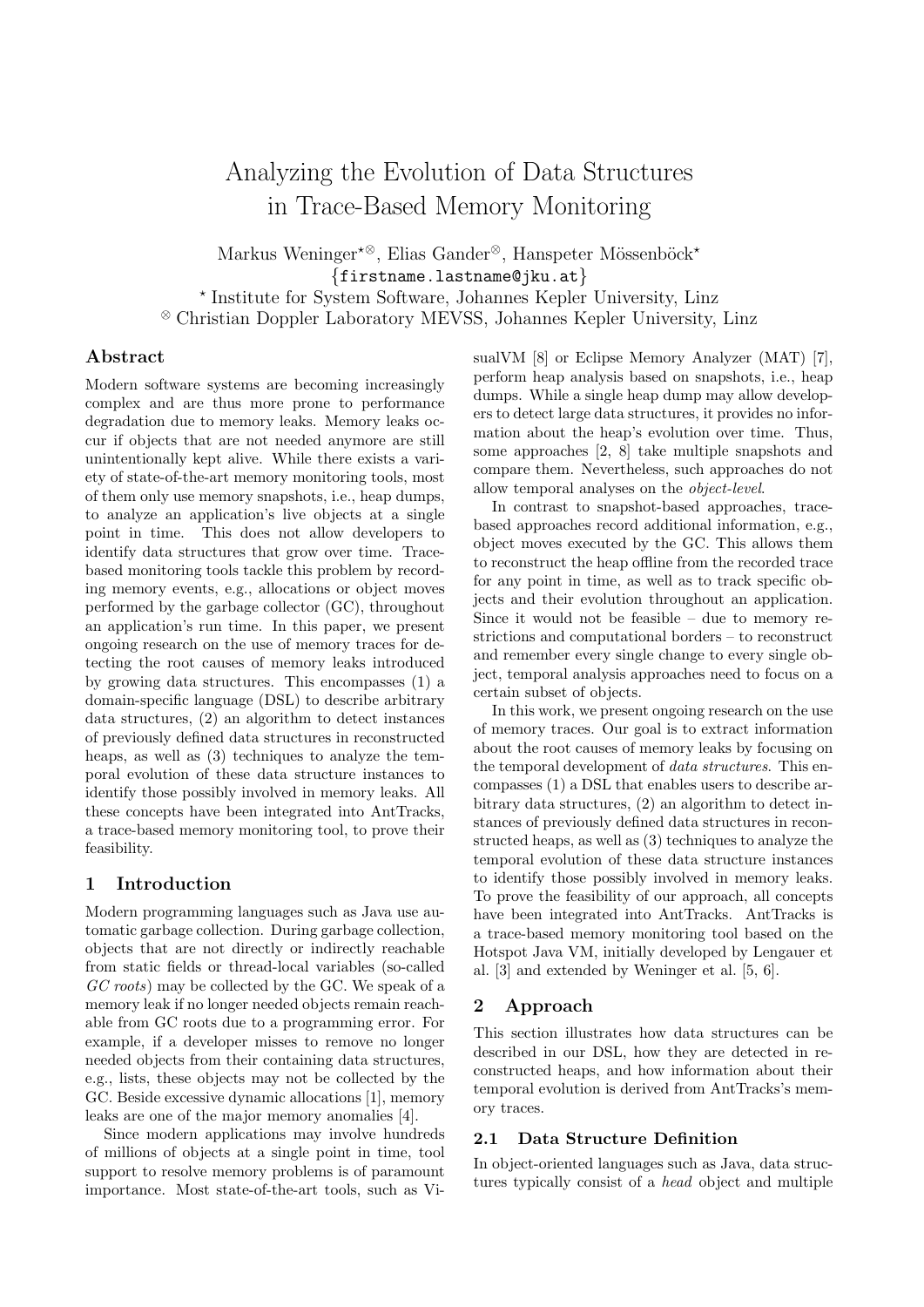# Analyzing the Evolution of Data Structures in Trace-Based Memory Monitoring

Markus Weninger[⋆⊗], Elias Gander[⊗], Hanspeter Mössenböck[⋆]
{firstname.lastname@jku.at}
[⋆] Institute for System Software, Johannes Kepler University, Linz
[⊗] Christian Doppler Laboratory MEVSS, Johannes Kepler University, Linz

## Abstract

Modern software systems are becoming increasingly complex and are thus more prone to performance degradation due to memory leaks. Memory leaks occur if objects that are not needed anymore are still unintentionally kept alive. While there exists a variety of state-of-the-art memory monitoring tools, most of them only use memory snapshots, i.e., heap dumps, to analyze an application's live objects at a single point in time. This does not allow developers to identify data structures that grow over time. Trace-based monitoring tools tackle this problem by recording memory events, e.g., allocations or object moves performed by the garbage collector (GC), throughout an application's run time. In this paper, we present ongoing research on the use of memory traces for detecting the root causes of memory leaks introduced by growing data structures. This encompasses (1) a domain-specific language (DSL) to describe arbitrary data structures, (2) an algorithm to detect instances of previously defined data structures in reconstructed heaps, as well as (3) techniques to analyze the temporal evolution of these data structure instances to identify those possibly involved in memory leaks. All these concepts have been integrated into AntTracks, a trace-based memory monitoring tool, to prove their feasibility.

## 1 Introduction

Modern programming languages such as Java use automatic garbage collection. During garbage collection, objects that are not directly or indirectly reachable from static fields or thread-local variables (so-called *GC roots*) may be collected by the GC. We speak of a memory leak if no longer needed objects remain reachable from GC roots due to a programming error. For example, if a developer misses to remove no longer needed objects from their containing data structures, e.g., lists, these objects may not be collected by the GC. Beside excessive dynamic allocations [1], memory leaks are one of the major memory anomalies [4].

Since modern applications may involve hundreds of millions of objects at a single point in time, tool support to resolve memory problems is of paramount importance. Most state-of-the-art tools, such as VisualVM [8] or Eclipse Memory Analyzer (MAT) [7], perform heap analysis based on snapshots, i.e., heap dumps. While a single heap dump may allow developers to detect large data structures, it provides no information about the heap's evolution over time. Thus, some approaches [2, 8] take multiple snapshots and compare them. Nevertheless, such approaches do not allow temporal analyses on the *object-level*.

In contrast to snapshot-based approaches, trace-based approaches record additional information, e.g., object moves executed by the GC. This allows them to reconstruct the heap offline from the recorded trace for any point in time, as well as to track specific objects and their evolution throughout an application. Since it would not be feasible – due to memory restrictions and computational borders – to reconstruct and remember every single change to every single object, temporal analysis approaches need to focus on a certain subset of objects.

In this work, we present ongoing research on the use of memory traces. Our goal is to extract information about the root causes of memory leaks by focusing on the temporal development of *data structures*. This encompasses (1) a DSL that enables users to describe arbitrary data structures, (2) an algorithm to detect instances of previously defined data structures in reconstructed heaps, as well as (3) techniques to analyze the temporal evolution of these data structure instances to identify those possibly involved in memory leaks. To prove the feasibility of our approach, all concepts have been integrated into AntTracks. AntTracks is a trace-based memory monitoring tool based on the Hotspot Java VM, initially developed by Lengauer et al. [3] and extended by Weninger et al. [5, 6].

## 2 Approach

This section illustrates how data structures can be described in our DSL, how they are detected in reconstructed heaps, and how information about their temporal evolution is derived from AntTracks's memory traces.

### 2.1 Data Structure Definition

In object-oriented languages such as Java, data structures typically consist of a *head* object and multiple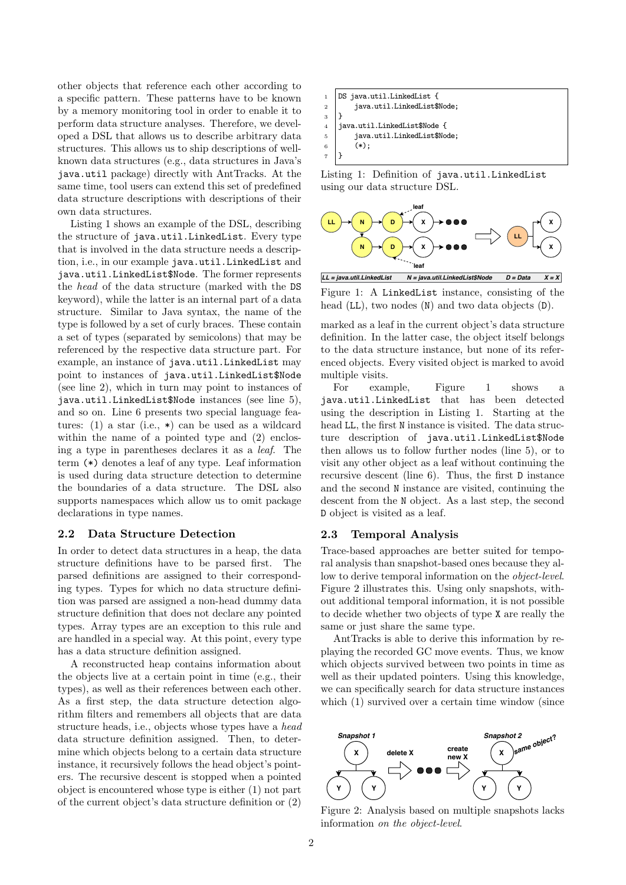other objects that reference each other according to a specific pattern. These patterns have to be known by a memory monitoring tool in order to enable it to perform data structure analyses. Therefore, we developed a DSL that allows us to describe arbitrary data structures. This allows us to ship descriptions of well-known data structures (e.g., data structures in Java's `java.util` package) directly with AntTracks. At the same time, tool users can extend this set of predefined data structure descriptions with descriptions of their own data structures.

Listing 1 shows an example of the DSL, describing the structure of `java.util.LinkedList`. Every type that is involved in the data structure needs a description, i.e., in our example `java.util.LinkedList` and `java.util.LinkedList$Node`. The former represents the *head* of the data structure (marked with the `DS` keyword), while the latter is an internal part of a data structure. Similar to Java syntax, the name of the type is followed by a set of curly braces. These contain a set of types (separated by semicolons) that may be referenced by the respective data structure part. For example, an instance of `java.util.LinkedList` may point to instances of `java.util.LinkedList$Node` (see line 2), which in turn may point to instances of `java.util.LinkedList$Node` instances (see line 5), and so on. Line 6 presents two special language features: (1) a star (i.e., `*`) can be used as a wildcard within the name of a pointed type and (2) enclosing a type in parentheses declares it as a *leaf*. The term `(*)` denotes a leaf of any type. Leaf information is used during data structure detection to determine the boundaries of a data structure. The DSL also supports namespaces which allow us to omit package declarations in type names.

```
1 DS java.util.LinkedList {
2     java.util.LinkedList$Node;
3 }
4 java.util.LinkedList$Node {
5     java.util.LinkedList$Node;
6     (*);
7 }
```

Listing 1: Definition of `java.util.LinkedList` using our data structure DSL.

Figure 1: A `LinkedList` instance, consisting of the head (`LL`), two nodes (`N`) and two data objects (`D`).

## 2.2 Data Structure Detection

In order to detect data structures in a heap, the data structure definitions have to be parsed first. The parsed definitions are assigned to their corresponding types. Types for which no data structure definition was parsed are assigned a non-head dummy data structure definition that does not declare any pointed types. Array types are an exception to this rule and are handled in a special way. At this point, every type has a data structure definition assigned.

A reconstructed heap contains information about the objects live at a certain point in time (e.g., their types), as well as their references between each other. As a first step, the data structure detection algorithm filters and remembers all objects that are data structure heads, i.e., objects whose types have a *head* data structure definition assigned. Then, to determine which objects belong to a certain data structure instance, it recursively follows the head object's pointers. The recursive descent is stopped when a pointed object is encountered whose type is either (1) not part of the current object's data structure definition or (2) marked as a leaf in the current object's data structure definition. In the latter case, the object itself belongs to the data structure instance, but none of its referenced objects. Every visited object is marked to avoid multiple visits.

For example, Figure 1 shows a `java.util.LinkedList` that has been detected using the description in Listing 1. Starting at the head `LL`, the first `N` instance is visited. The data structure description of `java.util.LinkedList$Node` then allows us to follow further nodes (line 5), or to visit any other object as a leaf without continuing the recursive descent (line 6). Thus, the first `D` instance and the second `N` instance are visited, continuing the descent from the `N` object. As a last step, the second `D` object is visited as a leaf.

## 2.3 Temporal Analysis

Trace-based approaches are better suited for temporal analysis than snapshot-based ones because they allow to derive temporal information on the *object-level*. Figure 2 illustrates this. Using only snapshots, without additional temporal information, it is not possible to decide whether two objects of type `X` are really the same or just share the same type.

AntTracks is able to derive this information by replaying the recorded GC move events. Thus, we know which objects survived between two points in time as well as their updated pointers. Using this knowledge, we can specifically search for data structure instances which (1) survived over a certain time window (since

Figure 2: Analysis based on multiple snapshots lacks information *on the object-level*.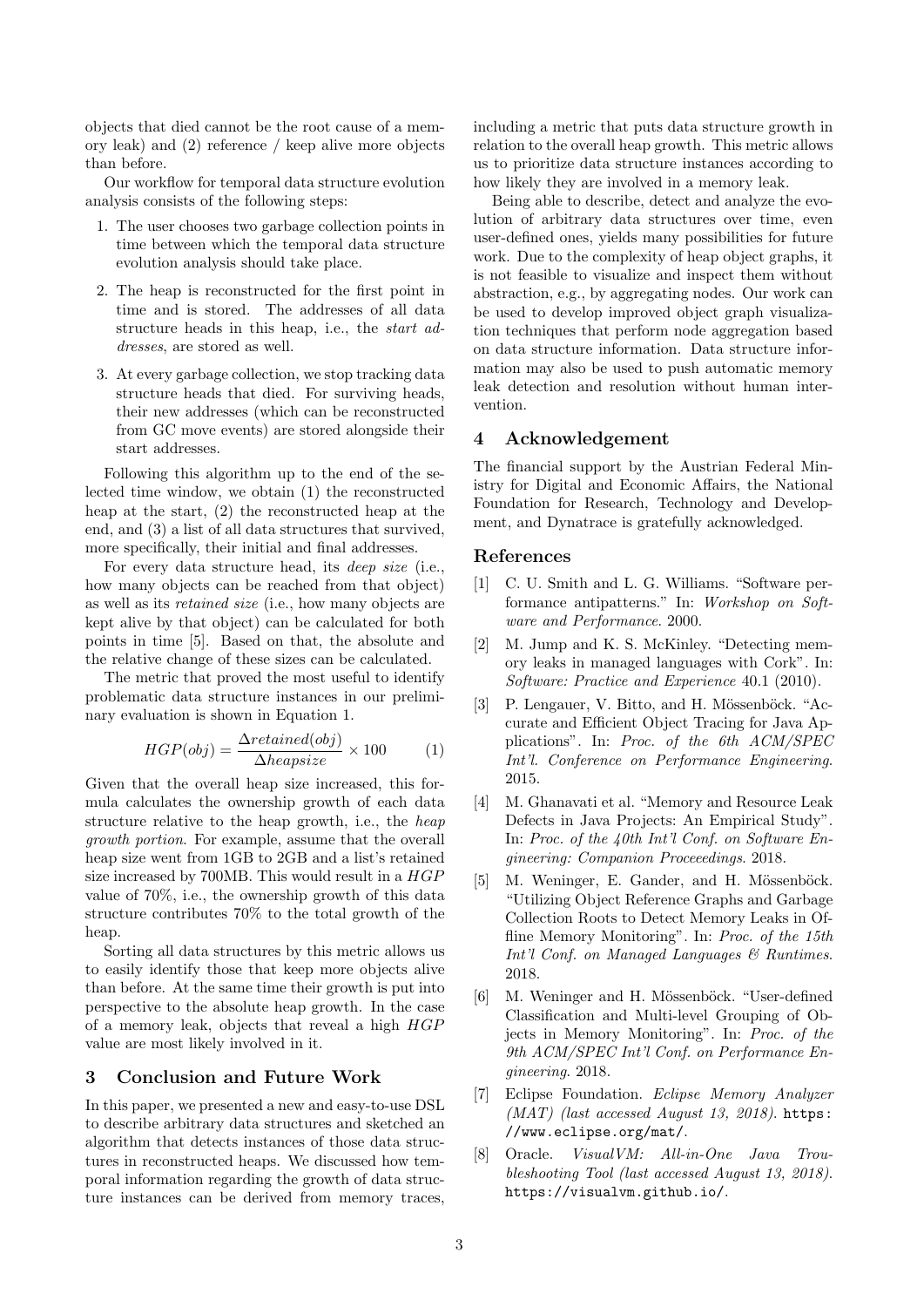objects that died cannot be the root cause of a memory leak) and (2) reference / keep alive more objects than before.

Our workflow for temporal data structure evolution analysis consists of the following steps:

1. The user chooses two garbage collection points in time between which the temporal data structure evolution analysis should take place.
2. The heap is reconstructed for the first point in time and is stored. The addresses of all data structure heads in this heap, i.e., the *start addresses*, are stored as well.
3. At every garbage collection, we stop tracking data structure heads that died. For surviving heads, their new addresses (which can be reconstructed from GC move events) are stored alongside their start addresses.

Following this algorithm up to the end of the selected time window, we obtain (1) the reconstructed heap at the start, (2) the reconstructed heap at the end, and (3) a list of all data structures that survived, more specifically, their initial and final addresses.

For every data structure head, its *deep size* (i.e., how many objects can be reached from that object) as well as its *retained size* (i.e., how many objects are kept alive by that object) can be calculated for both points in time [5]. Based on that, the absolute and the relative change of these sizes can be calculated.

The metric that proved the most useful to identify problematic data structure instances in our preliminary evaluation is shown in Equation 1.

$$HGP(obj) = \frac{\Delta retained(obj)}{\Delta heapsize} \times 100 \qquad (1)$$

Given that the overall heap size increased, this formula calculates the ownership growth of each data structure relative to the heap growth, i.e., the *heap growth portion*. For example, assume that the overall heap size went from 1GB to 2GB and a list's retained size increased by 700MB. This would result in a $HGP$ value of 70%, i.e., the ownership growth of this data structure contributes 70% to the total growth of the heap.

Sorting all data structures by this metric allows us to easily identify those that keep more objects alive than before. At the same time their growth is put into perspective to the absolute heap growth. In the case of a memory leak, objects that reveal a high $HGP$ value are most likely involved in it.

## 3 Conclusion and Future Work

In this paper, we presented a new and easy-to-use DSL to describe arbitrary data structures and sketched an algorithm that detects instances of those data structures in reconstructed heaps. We discussed how temporal information regarding the growth of data structure instances can be derived from memory traces, including a metric that puts data structure growth in relation to the overall heap growth. This metric allows us to prioritize data structure instances according to how likely they are involved in a memory leak.

Being able to describe, detect and analyze the evolution of arbitrary data structures over time, even user-defined ones, yields many possibilities for future work. Due to the complexity of heap object graphs, it is not feasible to visualize and inspect them without abstraction, e.g., by aggregating nodes. Our work can be used to develop improved object graph visualization techniques that perform node aggregation based on data structure information. Data structure information may also be used to push automatic memory leak detection and resolution without human intervention.

## 4 Acknowledgement

The financial support by the Austrian Federal Ministry for Digital and Economic Affairs, the National Foundation for Research, Technology and Development, and Dynatrace is gratefully acknowledged.

## References

[1] C. U. Smith and L. G. Williams. “Software performance antipatterns.” In: *Workshop on Software and Performance*. 2000.

[2] M. Jump and K. S. McKinley. “Detecting memory leaks in managed languages with Cork”. In: *Software: Practice and Experience* 40.1 (2010).

[3] P. Lengauer, V. Bitto, and H. Mössenböck. “Accurate and Efficient Object Tracing for Java Applications”. In: *Proc. of the 6th ACM/SPEC Int'l. Conference on Performance Engineering*. 2015.

[4] M. Ghanavati et al. “Memory and Resource Leak Defects in Java Projects: An Empirical Study”. In: *Proc. of the 40th Int'l Conf. on Software Engineering: Companion Proceeedings*. 2018.

[5] M. Weninger, E. Gander, and H. Mössenböck. “Utilizing Object Reference Graphs and Garbage Collection Roots to Detect Memory Leaks in Offline Memory Monitoring”. In: *Proc. of the 15th Int'l Conf. on Managed Languages & Runtimes*. 2018.

[6] M. Weninger and H. Mössenböck. “User-defined Classification and Multi-level Grouping of Objects in Memory Monitoring”. In: *Proc. of the 9th ACM/SPEC Int'l Conf. on Performance Engineering*. 2018.

[7] Eclipse Foundation. *Eclipse Memory Analyzer (MAT) (last accessed August 13, 2018)*. https://www.eclipse.org/mat/.

[8] Oracle. *VisualVM: All-in-One Java Troubleshooting Tool (last accessed August 13, 2018)*. https://visualvm.github.io/.